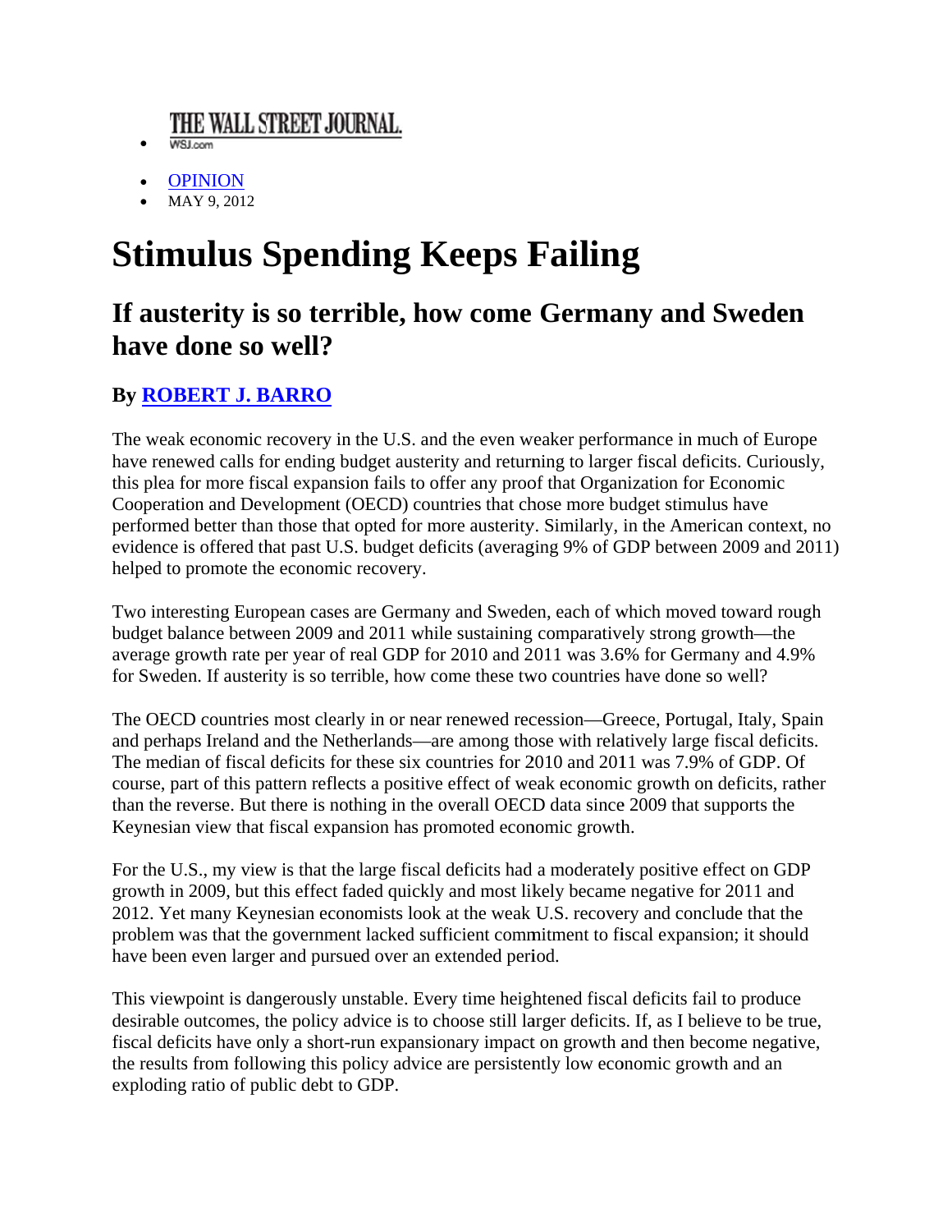- THE WALL STREET JOURNAL. WSJ.com
- OPINION
- MAY 9, 2012

# Stimulus Spending Keeps Failing

## If austerity is so terrible, how come Germany and Sweden have done so well?

### By ROBERT J. BARRO

The weak economic recovery in the U.S. and the even weaker performance in much of Europe have renewed calls for ending budget austerity and returning to larger fiscal deficits. Curiously, this plea for more fiscal expansion fails to offer any proof that Organization for Economic Cooperation and Development (OECD) countries that chose more budget stimulus have performed better than those that opted for more austerity. Similarly, in the American context, no evidence is offered that past U.S. budget deficits (averaging 9% of GDP between 2009 and 2011) helped to promote the economic recovery.

Two interesting European cases are Germany and Sweden, each of which moved toward rough budget balance between 2009 and 2011 while sustaining comparatively strong growth—the average growth rate per year of real GDP for 2010 and 2011 was 3.6% for Germany and 4.9% for Sweden. If austerity is so terrible, how come these two countries have done so well?

The OECD countries most clearly in or near renewed recession—Greece, Portugal, Italy, Spain and perhaps Ireland and the Netherlands—are among those with relatively large fiscal deficits. The median of fiscal deficits for these six countries for 2010 and 2011 was 7.9% of GDP. Of course, part of this pattern reflects a positive effect of weak economic growth on deficits, rather than the reverse. But there is nothing in the overall OECD data since 2009 that supports the Keynesian view that fiscal expansion has promoted economic growth.

For the U.S., my view is that the large fiscal deficits had a moderately positive effect on GDP growth in 2009, but this effect faded quickly and most likely became negative for 2011 and 2012. Yet many Keynesian economists look at the weak U.S. recovery and conclude that the problem was that the government lacked sufficient commitment to fiscal expansion; it should have been even larger and pursued over an extended period.

This viewpoint is dangerously unstable. Every time heightened fiscal deficits fail to produce desirable outcomes, the policy advice is to choose still larger deficits. If, as I believe to be true, fiscal deficits have only a short-run expansionary impact on growth and then become negative, the results from following this policy advice are persistently low economic growth and an exploding ratio of public debt to GDP.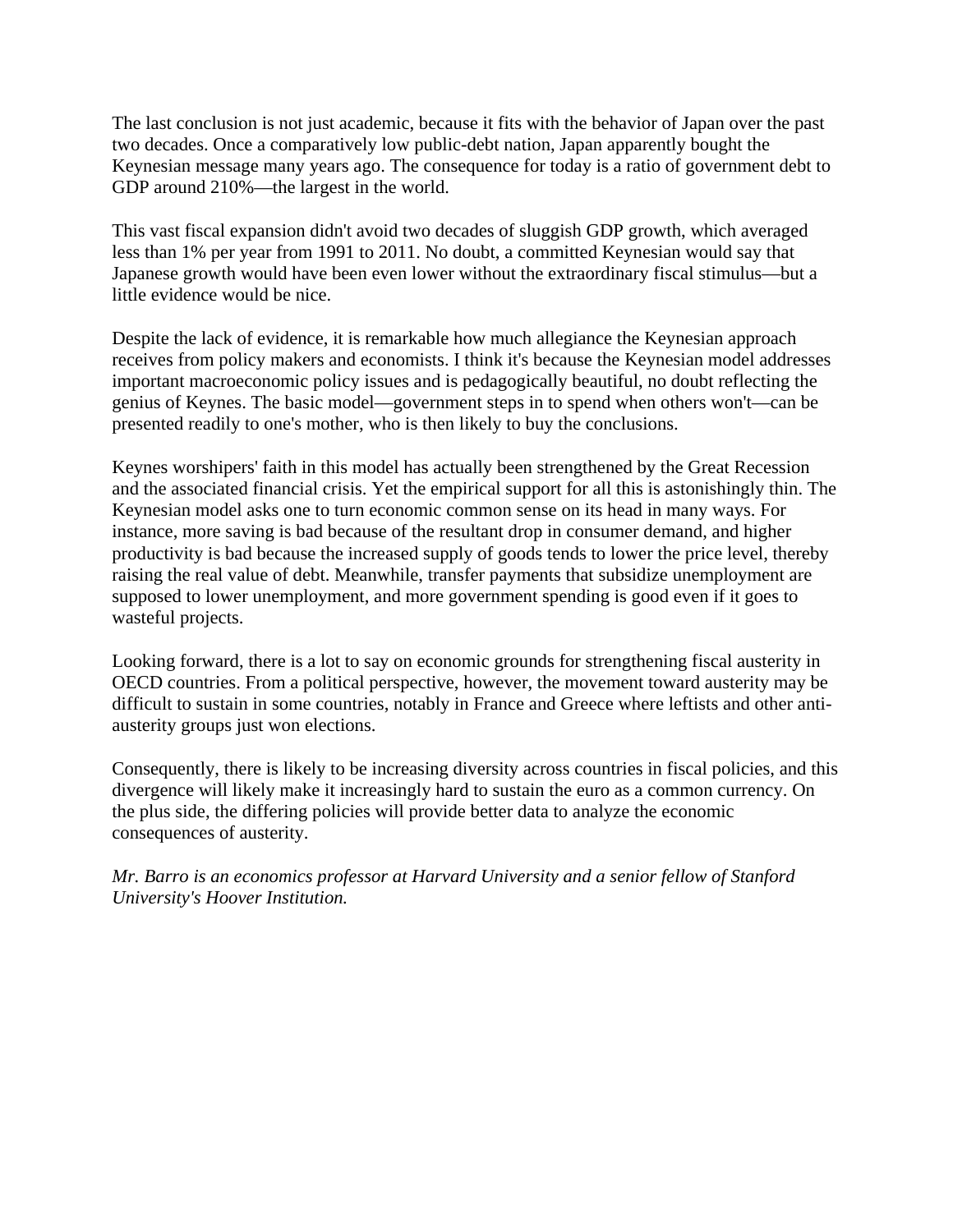The last conclusion is not just academic, because it fits with the behavior of Japan over the past two decades. Once a comparatively low public-debt nation, Japan apparently bought the Keynesian message many years ago. The consequence for today is a ratio of government debt to GDP around 210%—the largest in the world.

This vast fiscal expansion didn't avoid two decades of sluggish GDP growth, which averaged less than 1% per year from 1991 to 2011. No doubt, a committed Keynesian would say that Japanese growth would have been even lower without the extraordinary fiscal stimulus—but a little evidence would be nice.

Despite the lack of evidence, it is remarkable how much allegiance the Keynesian approach receives from policy makers and economists. I think it's because the Keynesian model addresses important macroeconomic policy issues and is pedagogically beautiful, no doubt reflecting the genius of Keynes. The basic model—government steps in to spend when others won't—can be presented readily to one's mother, who is then likely to buy the conclusions.

Keynes worshipers' faith in this model has actually been strengthened by the Great Recession and the associated financial crisis. Yet the empirical support for all this is astonishingly thin. The Keynesian model asks one to turn economic common sense on its head in many ways. For instance, more saving is bad because of the resultant drop in consumer demand, and higher productivity is bad because the increased supply of goods tends to lower the price level, thereby raising the real value of debt. Meanwhile, transfer payments that subsidize unemployment are supposed to lower unemployment, and more government spending is good even if it goes to wasteful projects.

Looking forward, there is a lot to say on economic grounds for strengthening fiscal austerity in OECD countries. From a political perspective, however, the movement toward austerity may be difficult to sustain in some countries, notably in France and Greece where leftists and other anti-austerity groups just won elections.

Consequently, there is likely to be increasing diversity across countries in fiscal policies, and this divergence will likely make it increasingly hard to sustain the euro as a common currency. On the plus side, the differing policies will provide better data to analyze the economic consequences of austerity.

*Mr. Barro is an economics professor at Harvard University and a senior fellow of Stanford University's Hoover Institution.*